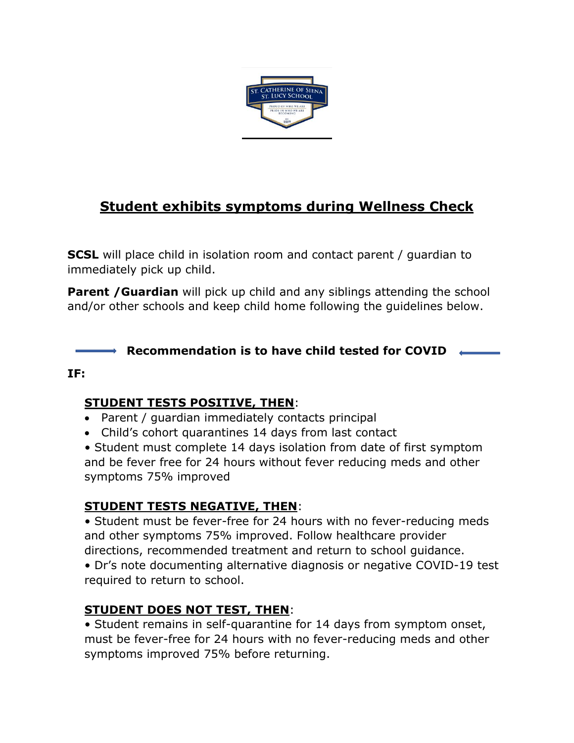# Student exhibits symptoms during Wellness Check

**SCSL** will place child in isolation room and contact parent / guardian to immediately pick up child.

**Parent /Guardian** will pick up child and any siblings attending the school and/or other schools and keep child home following the guidelines below.

**Recommendation is to have child tested for COVID**

**IF:**

**STUDENT TESTS POSITIVE, THEN**:

- Parent / guardian immediately contacts principal
- Child's cohort quarantines 14 days from last contact
- Student must complete 14 days isolation from date of first symptom and be fever free for 24 hours without fever reducing meds and other symptoms 75% improved

**STUDENT TESTS NEGATIVE, THEN**:

- Student must be fever-free for 24 hours with no fever-reducing meds and other symptoms 75% improved. Follow healthcare provider directions, recommended treatment and return to school guidance.
- Dr's note documenting alternative diagnosis or negative COVID-19 test required to return to school.

**STUDENT DOES NOT TEST, THEN**:

- Student remains in self-quarantine for 14 days from symptom onset, must be fever-free for 24 hours with no fever-reducing meds and other symptoms improved 75% before returning.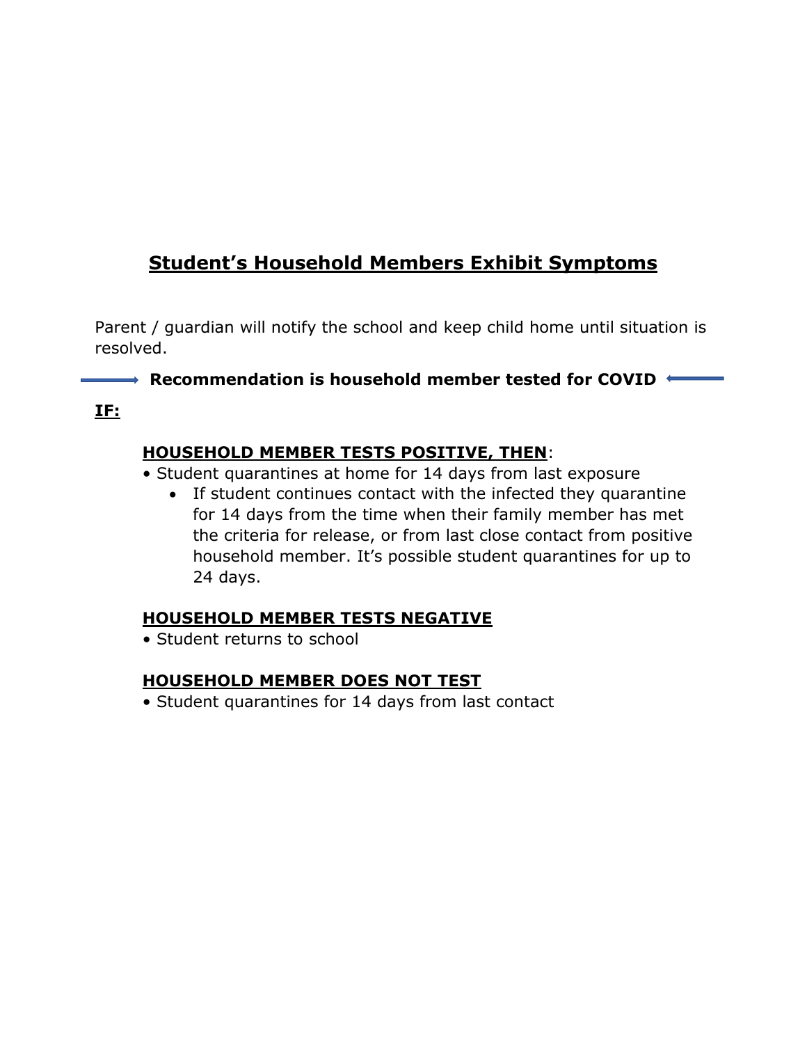## Student's Household Members Exhibit Symptoms

Parent / guardian will notify the school and keep child home until situation is resolved.

→ **Recommendation is household member tested for COVID** ←

**IF:**

**HOUSEHOLD MEMBER TESTS POSITIVE, THEN:**

- Student quarantines at home for 14 days from last exposure
  - If student continues contact with the infected they quarantine for 14 days from the time when their family member has met the criteria for release, or from last close contact from positive household member. It's possible student quarantines for up to 24 days.

**HOUSEHOLD MEMBER TESTS NEGATIVE**

- Student returns to school

**HOUSEHOLD MEMBER DOES NOT TEST**

- Student quarantines for 14 days from last contact